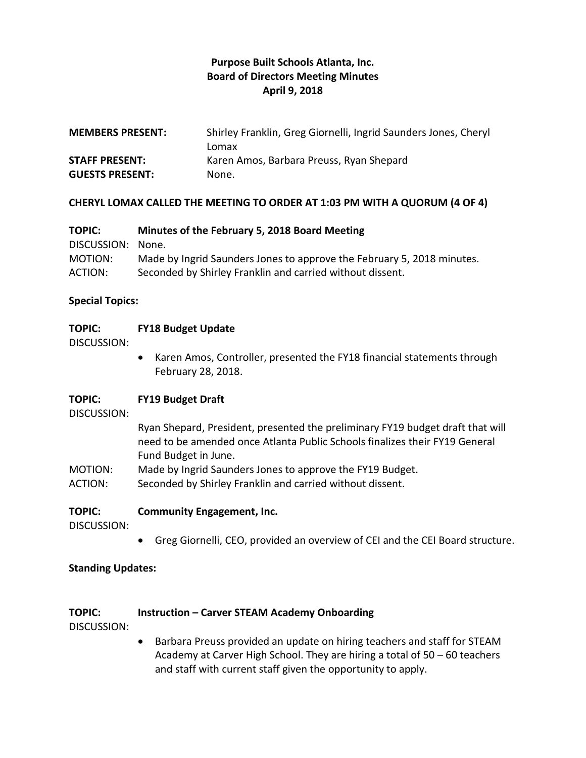# Purpose Built Schools Atlanta, Inc.
## Board of Directors Meeting Minutes
### April 9, 2018

**MEMBERS PRESENT:** Shirley Franklin, Greg Giornelli, Ingrid Saunders Jones, Cheryl Lomax
**STAFF PRESENT:** Karen Amos, Barbara Preuss, Ryan Shepard
**GUESTS PRESENT:** None.

**CHERYL LOMAX CALLED THE MEETING TO ORDER AT 1:03 PM WITH A QUORUM (4 OF 4)**

**TOPIC:** **Minutes of the February 5, 2018 Board Meeting**
DISCUSSION: None.
MOTION: Made by Ingrid Saunders Jones to approve the February 5, 2018 minutes.
ACTION: Seconded by Shirley Franklin and carried without dissent.

**Special Topics:**

**TOPIC:** **FY18 Budget Update**
DISCUSSION:

- Karen Amos, Controller, presented the FY18 financial statements through February 28, 2018.

**TOPIC:** **FY19 Budget Draft**
DISCUSSION:
Ryan Shepard, President, presented the preliminary FY19 budget draft that will need to be amended once Atlanta Public Schools finalizes their FY19 General Fund Budget in June.
MOTION: Made by Ingrid Saunders Jones to approve the FY19 Budget.
ACTION: Seconded by Shirley Franklin and carried without dissent.

**TOPIC:** **Community Engagement, Inc.**
DISCUSSION:

- Greg Giornelli, CEO, provided an overview of CEI and the CEI Board structure.

**Standing Updates:**

**TOPIC:** **Instruction – Carver STEAM Academy Onboarding**
DISCUSSION:

- Barbara Preuss provided an update on hiring teachers and staff for STEAM Academy at Carver High School. They are hiring a total of 50 – 60 teachers and staff with current staff given the opportunity to apply.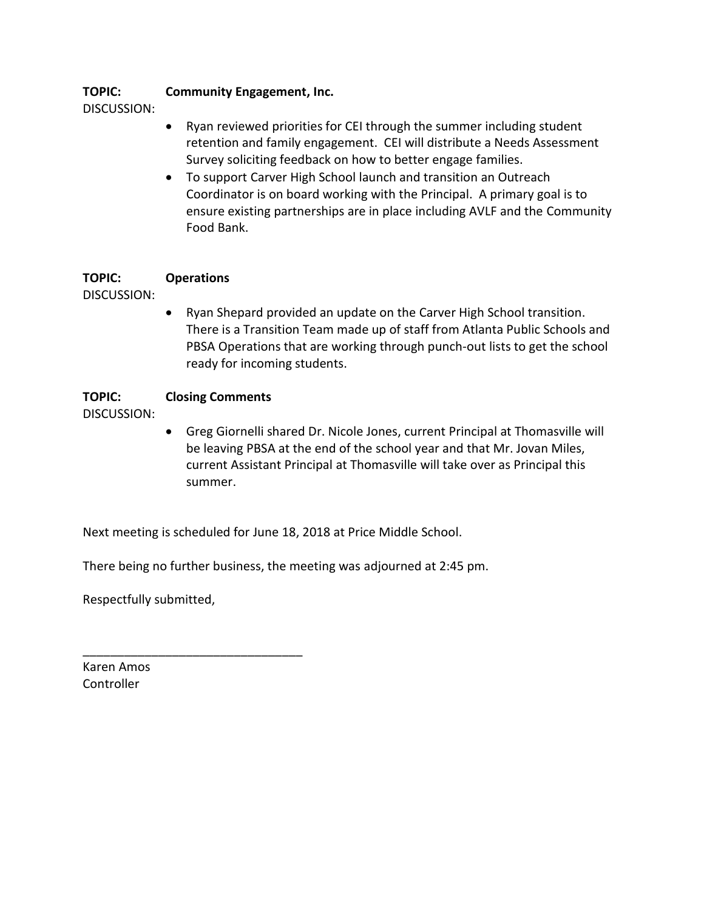**TOPIC:** **Community Engagement, Inc.**

DISCUSSION:

- Ryan reviewed priorities for CEI through the summer including student retention and family engagement. CEI will distribute a Needs Assessment Survey soliciting feedback on how to better engage families.
- To support Carver High School launch and transition an Outreach Coordinator is on board working with the Principal. A primary goal is to ensure existing partnerships are in place including AVLF and the Community Food Bank.

**TOPIC:** **Operations**

DISCUSSION:

- Ryan Shepard provided an update on the Carver High School transition. There is a Transition Team made up of staff from Atlanta Public Schools and PBSA Operations that are working through punch-out lists to get the school ready for incoming students.

**TOPIC:** **Closing Comments**

DISCUSSION:

- Greg Giornelli shared Dr. Nicole Jones, current Principal at Thomasville will be leaving PBSA at the end of the school year and that Mr. Jovan Miles, current Assistant Principal at Thomasville will take over as Principal this summer.

Next meeting is scheduled for June 18, 2018 at Price Middle School.

There being no further business, the meeting was adjourned at 2:45 pm.

Respectfully submitted,

\_\_\_\_\_\_\_\_\_\_\_\_\_\_\_\_\_\_\_\_\_\_\_\_\_\_\_\_\_\_\_\_

Karen Amos
Controller